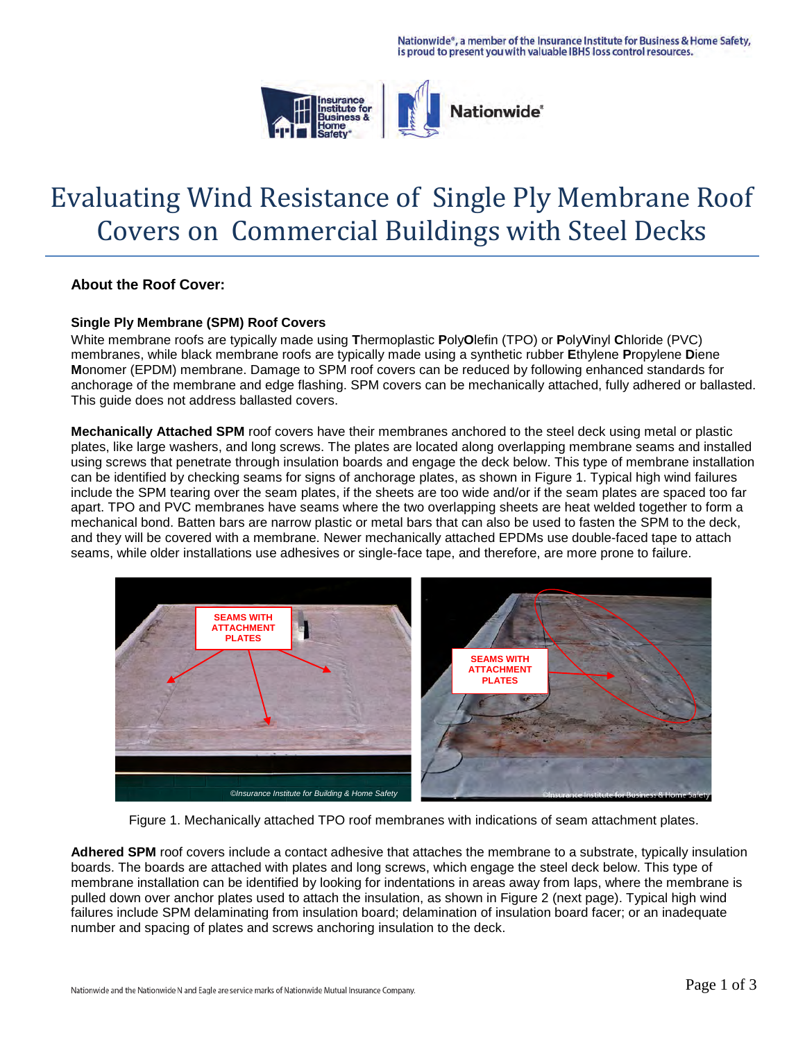Nationwide®, a member of the Insurance Institute for Business & Home Safety, is proud to present you with valuable IBHS loss control resources.

# Evaluating Wind Resistance of Single Ply Membrane Roof Covers on Commercial Buildings with Steel Decks

### About the Roof Cover:

#### Single Ply Membrane (SPM) Roof Covers

White membrane roofs are typically made using **T**hermoplastic **P**oly**O**lefin (TPO) or **P**oly**V**inyl **C**hloride (PVC) membranes, while black membrane roofs are typically made using a synthetic rubber **E**thylene **P**ropylene **D**iene **M**onomer (EPDM) membrane. Damage to SPM roof covers can be reduced by following enhanced standards for anchorage of the membrane and edge flashing. SPM covers can be mechanically attached, fully adhered or ballasted. This guide does not address ballasted covers.

**Mechanically Attached SPM** roof covers have their membranes anchored to the steel deck using metal or plastic plates, like large washers, and long screws. The plates are located along overlapping membrane seams and installed using screws that penetrate through insulation boards and engage the deck below. This type of membrane installation can be identified by checking seams for signs of anchorage plates, as shown in Figure 1. Typical high wind failures include the SPM tearing over the seam plates, if the sheets are too wide and/or if the seam plates are spaced too far apart. TPO and PVC membranes have seams where the two overlapping sheets are heat welded together to form a mechanical bond. Batten bars are narrow plastic or metal bars that can also be used to fasten the SPM to the deck, and they will be covered with a membrane. Newer mechanically attached EPDMs use double-faced tape to attach seams, while older installations use adhesives or single-face tape, and therefore, are more prone to failure.

Figure 1. Mechanically attached TPO roof membranes with indications of seam attachment plates.

**Adhered SPM** roof covers include a contact adhesive that attaches the membrane to a substrate, typically insulation boards. The boards are attached with plates and long screws, which engage the steel deck below. This type of membrane installation can be identified by looking for indentations in areas away from laps, where the membrane is pulled down over anchor plates used to attach the insulation, as shown in Figure 2 (next page). Typical high wind failures include SPM delaminating from insulation board; delamination of insulation board facer; or an inadequate number and spacing of plates and screws anchoring insulation to the deck.

Nationwide and the Nationwide N and Eagle are service marks of Nationwide Mutual Insurance Company.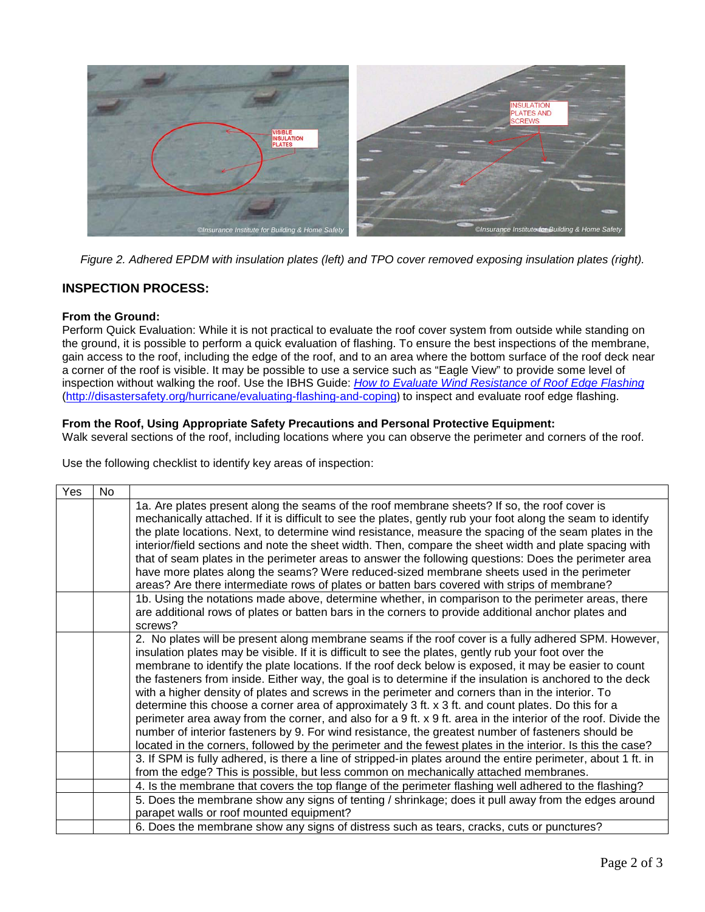*Figure 2. Adhered EPDM with insulation plates (left) and TPO cover removed exposing insulation plates (right).*

## INSPECTION PROCESS:

**From the Ground:**
Perform Quick Evaluation: While it is not practical to evaluate the roof cover system from outside while standing on the ground, it is possible to perform a quick evaluation of flashing. To ensure the best inspections of the membrane, gain access to the roof, including the edge of the roof, and to an area where the bottom surface of the roof deck near a corner of the roof is visible. It may be possible to use a service such as "Eagle View" to provide some level of inspection without walking the roof. Use the IBHS Guide: *How to Evaluate Wind Resistance of Roof Edge Flashing* (http://disastersafety.org/hurricane/evaluating-flashing-and-coping) to inspect and evaluate roof edge flashing.

**From the Roof, Using Appropriate Safety Precautions and Personal Protective Equipment:**
Walk several sections of the roof, including locations where you can observe the perimeter and corners of the roof.

Use the following checklist to identify key areas of inspection:

| Yes | No | |
|---|---|---|
| | | 1a. Are plates present along the seams of the roof membrane sheets? If so, the roof cover is mechanically attached. If it is difficult to see the plates, gently rub your foot along the seam to identify the plate locations. Next, to determine wind resistance, measure the spacing of the seam plates in the interior/field sections and note the sheet width. Then, compare the sheet width and plate spacing with that of seam plates in the perimeter areas to answer the following questions: Does the perimeter area have more plates along the seams? Were reduced-sized membrane sheets used in the perimeter areas? Are there intermediate rows of plates or batten bars covered with strips of membrane? |
| | | 1b. Using the notations made above, determine whether, in comparison to the perimeter areas, there are additional rows of plates or batten bars in the corners to provide additional anchor plates and screws? |
| | | 2. No plates will be present along membrane seams if the roof cover is a fully adhered SPM. However, insulation plates may be visible. If it is difficult to see the plates, gently rub your foot over the membrane to identify the plate locations. If the roof deck below is exposed, it may be easier to count the fasteners from inside. Either way, the goal is to determine if the insulation is anchored to the deck with a higher density of plates and screws in the perimeter and corners than in the interior. To determine this choose a corner area of approximately 3 ft. x 3 ft. and count plates. Do this for a perimeter area away from the corner, and also for a 9 ft. x 9 ft. area in the interior of the roof. Divide the number of interior fasteners by 9. For wind resistance, the greatest number of fasteners should be located in the corners, followed by the perimeter and the fewest plates in the interior. Is this the case? |
| | | 3. If SPM is fully adhered, is there a line of stripped-in plates around the entire perimeter, about 1 ft. in from the edge? This is possible, but less common on mechanically attached membranes. |
| | | 4. Is the membrane that covers the top flange of the perimeter flashing well adhered to the flashing? |
| | | 5. Does the membrane show any signs of tenting / shrinkage; does it pull away from the edges around parapet walls or roof mounted equipment? |
| | | 6. Does the membrane show any signs of distress such as tears, cracks, cuts or punctures? |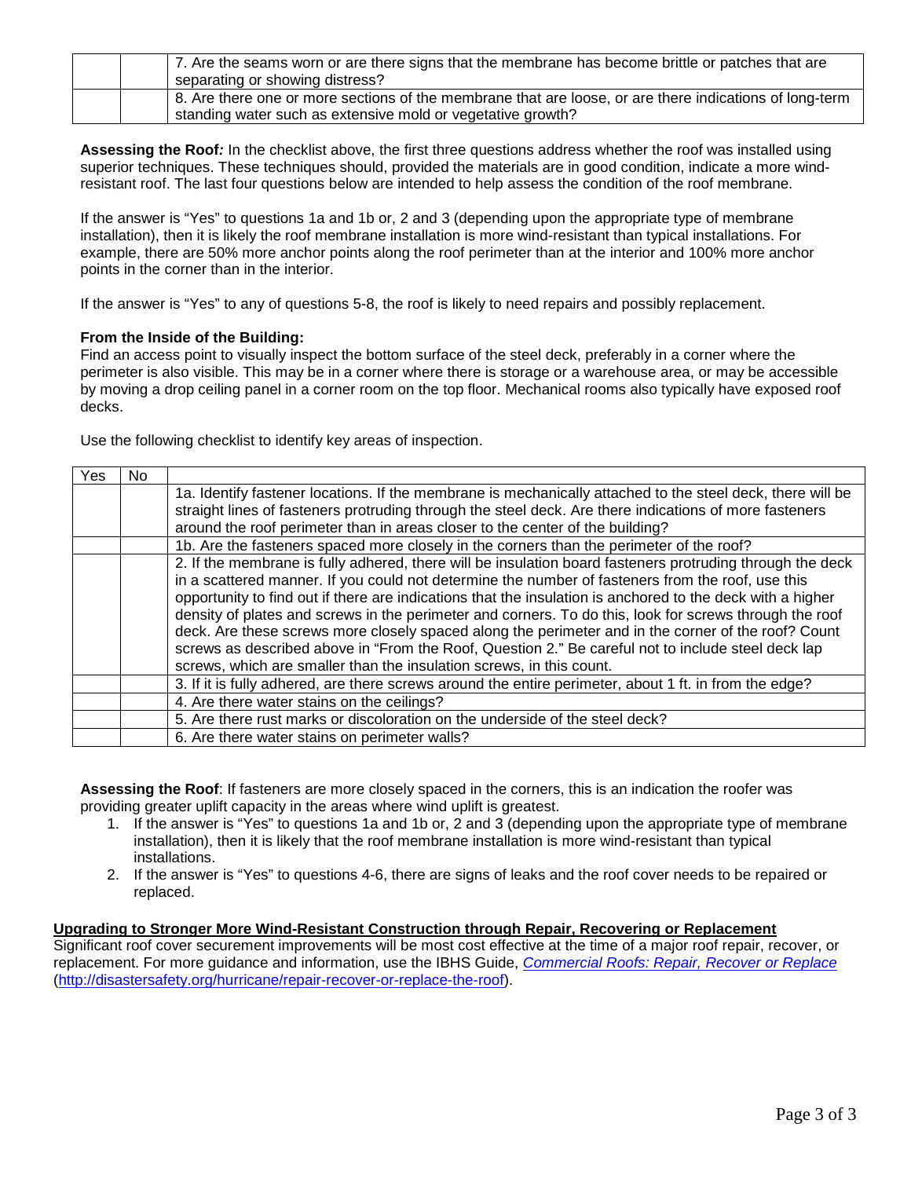| Yes | No | |
|---|---|---|
| | | 7. Are the seams worn or are there signs that the membrane has become brittle or patches that are separating or showing distress? |
| | | 8. Are there one or more sections of the membrane that are loose, or are there indications of long-term standing water such as extensive mold or vegetative growth? |

**Assessing the Roof*:*** In the checklist above, the first three questions address whether the roof was installed using superior techniques. These techniques should, provided the materials are in good condition, indicate a more wind-resistant roof. The last four questions below are intended to help assess the condition of the roof membrane.

If the answer is "Yes" to questions 1a and 1b or, 2 and 3 (depending upon the appropriate type of membrane installation), then it is likely the roof membrane installation is more wind-resistant than typical installations. For example, there are 50% more anchor points along the roof perimeter than at the interior and 100% more anchor points in the corner than in the interior.

If the answer is "Yes" to any of questions 5-8, the roof is likely to need repairs and possibly replacement.

**From the Inside of the Building:**

Find an access point to visually inspect the bottom surface of the steel deck, preferably in a corner where the perimeter is also visible. This may be in a corner where there is storage or a warehouse area, or may be accessible by moving a drop ceiling panel in a corner room on the top floor. Mechanical rooms also typically have exposed roof decks.

Use the following checklist to identify key areas of inspection.

| Yes | No | |
|---|---|---|
| | | 1a. Identify fastener locations. If the membrane is mechanically attached to the steel deck, there will be straight lines of fasteners protruding through the steel deck. Are there indications of more fasteners around the roof perimeter than in areas closer to the center of the building? |
| | | 1b. Are the fasteners spaced more closely in the corners than the perimeter of the roof? |
| | | 2. If the membrane is fully adhered, there will be insulation board fasteners protruding through the deck in a scattered manner. If you could not determine the number of fasteners from the roof, use this opportunity to find out if there are indications that the insulation is anchored to the deck with a higher density of plates and screws in the perimeter and corners. To do this, look for screws through the roof deck. Are these screws more closely spaced along the perimeter and in the corner of the roof? Count screws as described above in "From the Roof, Question 2." Be careful not to include steel deck lap screws, which are smaller than the insulation screws, in this count. |
| | | 3. If it is fully adhered, are there screws around the entire perimeter, about 1 ft. in from the edge? |
| | | 4. Are there water stains on the ceilings? |
| | | 5. Are there rust marks or discoloration on the underside of the steel deck? |
| | | 6. Are there water stains on perimeter walls? |

**Assessing the Roof**: If fasteners are more closely spaced in the corners, this is an indication the roofer was providing greater uplift capacity in the areas where wind uplift is greatest.

1. If the answer is "Yes" to questions 1a and 1b or, 2 and 3 (depending upon the appropriate type of membrane installation), then it is likely that the roof membrane installation is more wind-resistant than typical installations.
2. If the answer is "Yes" to questions 4-6, there are signs of leaks and the roof cover needs to be repaired or replaced.

**Upgrading to Stronger More Wind-Resistant Construction through Repair, Recovering or Replacement**

Significant roof cover securement improvements will be most cost effective at the time of a major roof repair, recover, or replacement. For more guidance and information, use the IBHS Guide, *Commercial Roofs: Repair, Recover or Replace* (http://disastersafety.org/hurricane/repair-recover-or-replace-the-roof).